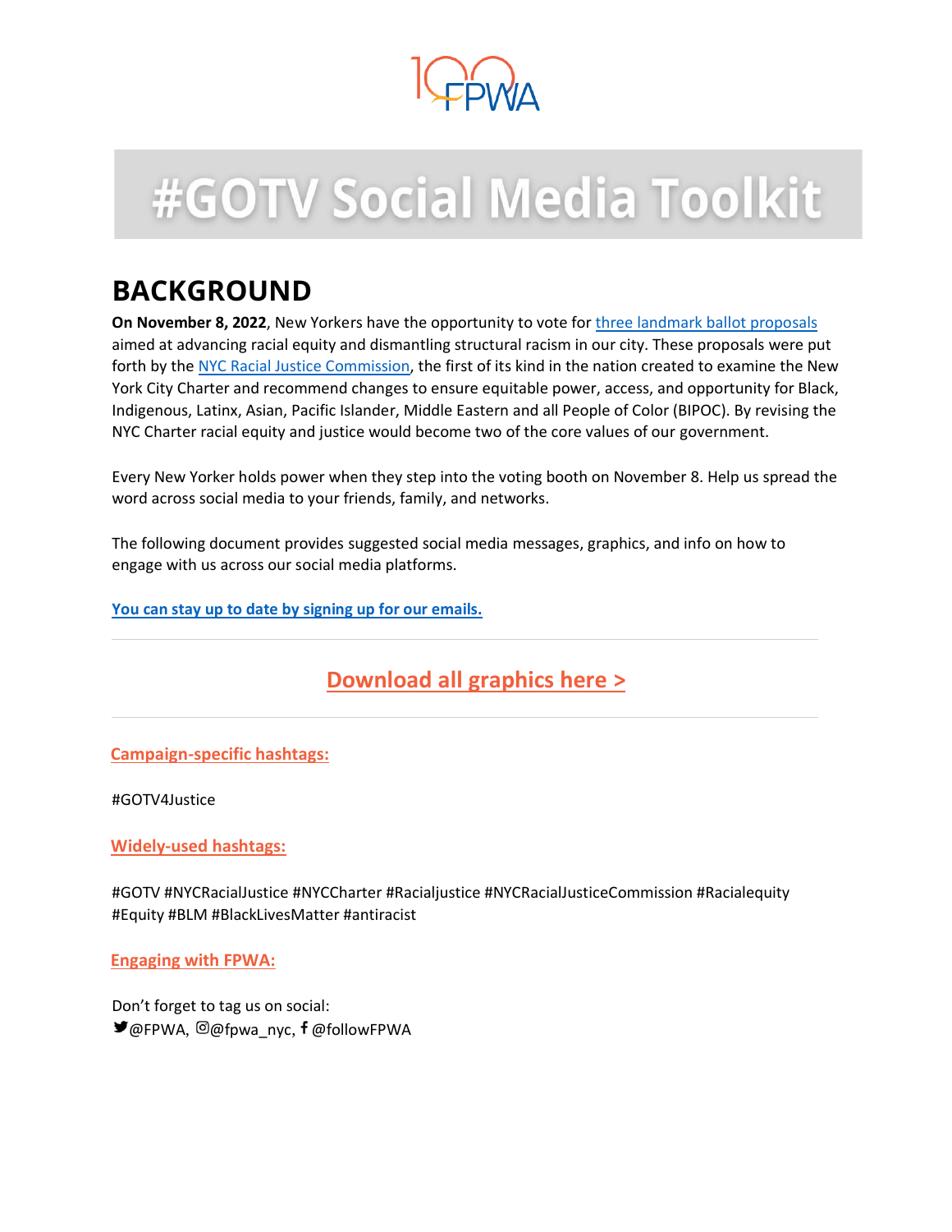# #GOTV Social Media Toolkit

## BACKGROUND

**On November 8, 2022**, New Yorkers have the opportunity to vote for [three landmark ballot proposals] aimed at advancing racial equity and dismantling structural racism in our city. These proposals were put forth by the [NYC Racial Justice Commission], the first of its kind in the nation created to examine the New York City Charter and recommend changes to ensure equitable power, access, and opportunity for Black, Indigenous, Latinx, Asian, Pacific Islander, Middle Eastern and all People of Color (BIPOC). By revising the NYC Charter racial equity and justice would become two of the core values of our government.

Every New Yorker holds power when they step into the voting booth on November 8. Help us spread the word across social media to your friends, family, and networks.

The following document provides suggested social media messages, graphics, and info on how to engage with us across our social media platforms.

**You can stay up to date by signing up for our emails.**

---

## Download all graphics here >

---

### Campaign-specific hashtags:

#GOTV4Justice

### Widely-used hashtags:

#GOTV #NYCRacialJustice #NYCCharter #Racialjustice #NYCRacialJusticeCommission #Racialequity #Equity #BLM #BlackLivesMatter #antiracist

### Engaging with FPWA:

Don't forget to tag us on social:
@FPWA, @fpwa_nyc, @followFPWA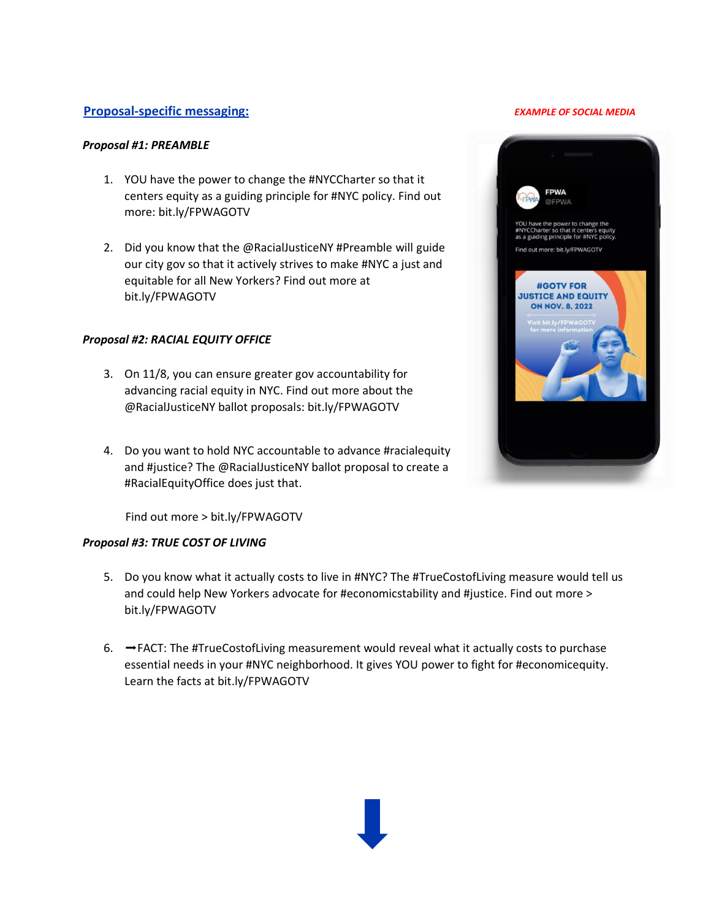## Proposal-specific messaging:

**EXAMPLE OF SOCIAL MEDIA**

***Proposal #1: PREAMBLE***

1. YOU have the power to change the #NYCCharter so that it centers equity as a guiding principle for #NYC policy. Find out more: bit.ly/FPWAGOTV

2. Did you know that the @RacialJusticeNY #Preamble will guide our city gov so that it actively strives to make #NYC a just and equitable for all New Yorkers? Find out more at bit.ly/FPWAGOTV

***Proposal #2: RACIAL EQUITY OFFICE***

3. On 11/8, you can ensure greater gov accountability for advancing racial equity in NYC. Find out more about the @RacialJusticeNY ballot proposals: bit.ly/FPWAGOTV

4. Do you want to hold NYC accountable to advance #racialequity and #justice? The @RacialJusticeNY ballot proposal to create a #RacialEquityOffice does just that.

   Find out more > bit.ly/FPWAGOTV

***Proposal #3: TRUE COST OF LIVING***

5. Do you know what it actually costs to live in #NYC? The #TrueCostofLiving measure would tell us and could help New Yorkers advocate for #economicstability and #justice. Find out more > bit.ly/FPWAGOTV

6. ➞FACT: The #TrueCostofLiving measurement would reveal what it actually costs to purchase essential needs in your #NYC neighborhood. It gives YOU power to fight for #economicequity. Learn the facts at bit.ly/FPWAGOTV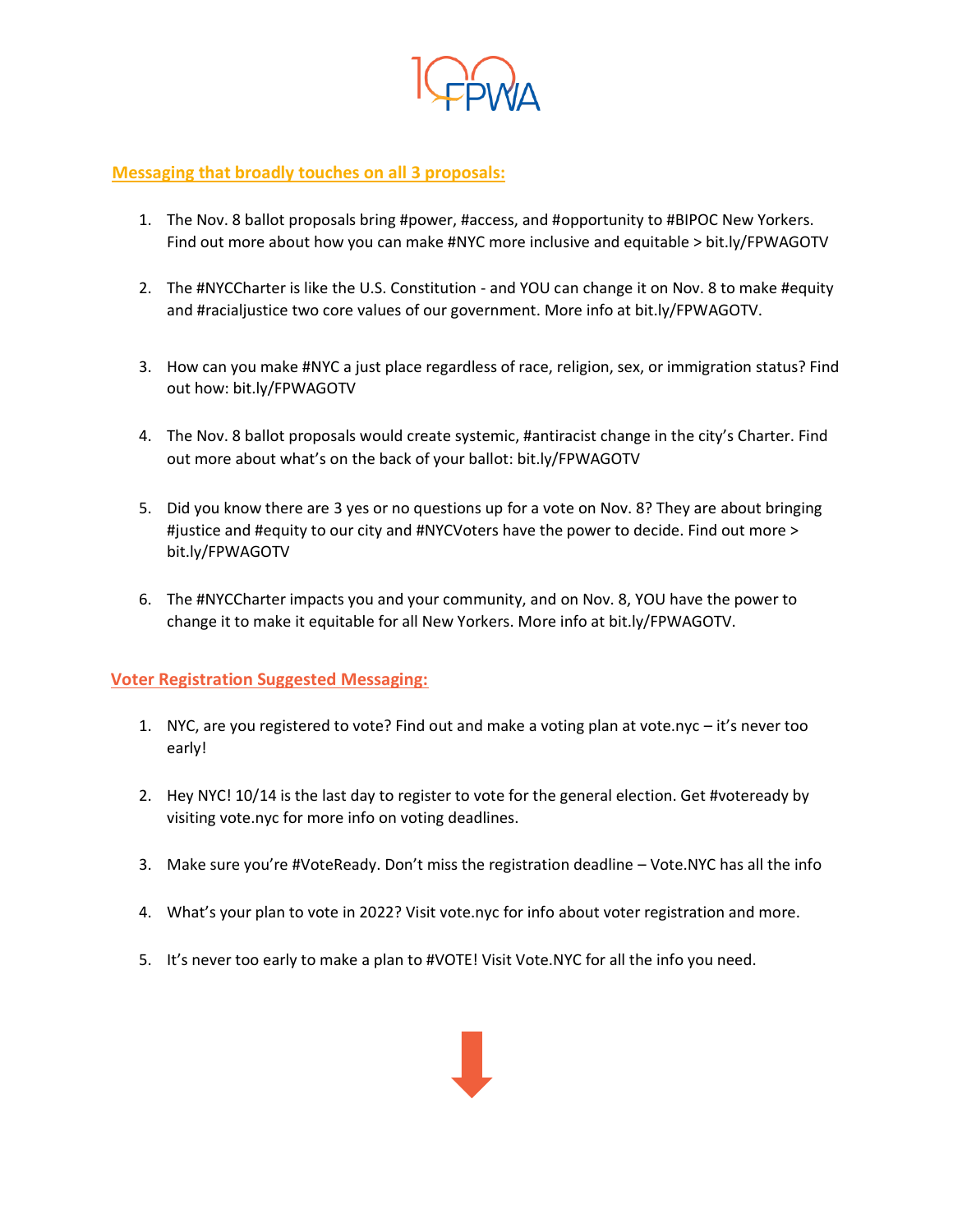## Messaging that broadly touches on all 3 proposals:

1. The Nov. 8 ballot proposals bring #power, #access, and #opportunity to #BIPOC New Yorkers. Find out more about how you can make #NYC more inclusive and equitable > bit.ly/FPWAGOTV

2. The #NYCCharter is like the U.S. Constitution - and YOU can change it on Nov. 8 to make #equity and #racialjustice two core values of our government. More info at bit.ly/FPWAGOTV.

3. How can you make #NYC a just place regardless of race, religion, sex, or immigration status? Find out how: bit.ly/FPWAGOTV

4. The Nov. 8 ballot proposals would create systemic, #antiracist change in the city's Charter. Find out more about what's on the back of your ballot: bit.ly/FPWAGOTV

5. Did you know there are 3 yes or no questions up for a vote on Nov. 8? They are about bringing #justice and #equity to our city and #NYCVoters have the power to decide. Find out more > bit.ly/FPWAGOTV

6. The #NYCCharter impacts you and your community, and on Nov. 8, YOU have the power to change it to make it equitable for all New Yorkers. More info at bit.ly/FPWAGOTV.

## Voter Registration Suggested Messaging:

1. NYC, are you registered to vote? Find out and make a voting plan at vote.nyc – it's never too early!

2. Hey NYC! 10/14 is the last day to register to vote for the general election. Get #voteready by visiting vote.nyc for more info on voting deadlines.

3. Make sure you're #VoteReady. Don't miss the registration deadline – Vote.NYC has all the info

4. What's your plan to vote in 2022? Visit vote.nyc for info about voter registration and more.

5. It's never too early to make a plan to #VOTE! Visit Vote.NYC for all the info you need.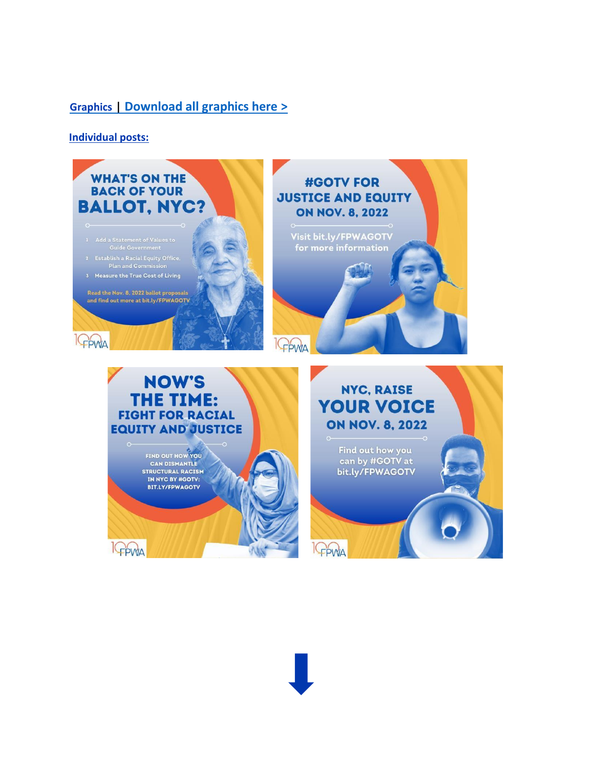**Graphics | Download all graphics here >**

**Individual posts:**

WHAT'S ON THE BACK OF YOUR BALLOT, NYC?

1. Add a Statement of Values to Guide Government
2. Establish a Racial Equity Office, Plan and Commission
3. Measure the True Cost of Living

Read the Nov. 8, 2022 ballot proposals and find out more at bit.ly/FPWAGOTV

FPWA

#GOTV FOR JUSTICE AND EQUITY ON NOV. 8, 2022

Visit bit.ly/FPWAGOTV for more information

FPWA

NOW'S THE TIME: FIGHT FOR RACIAL EQUITY AND JUSTICE

FIND OUT HOW YOU CAN DISMANTLE STRUCTURAL RACISM IN NYC BY #GOTV: BIT.LY/FPWAGOTV

FPWA

NYC, RAISE YOUR VOICE ON NOV. 8, 2022

Find out how you can by #GOTV at bit.ly/FPWAGOTV

FPWA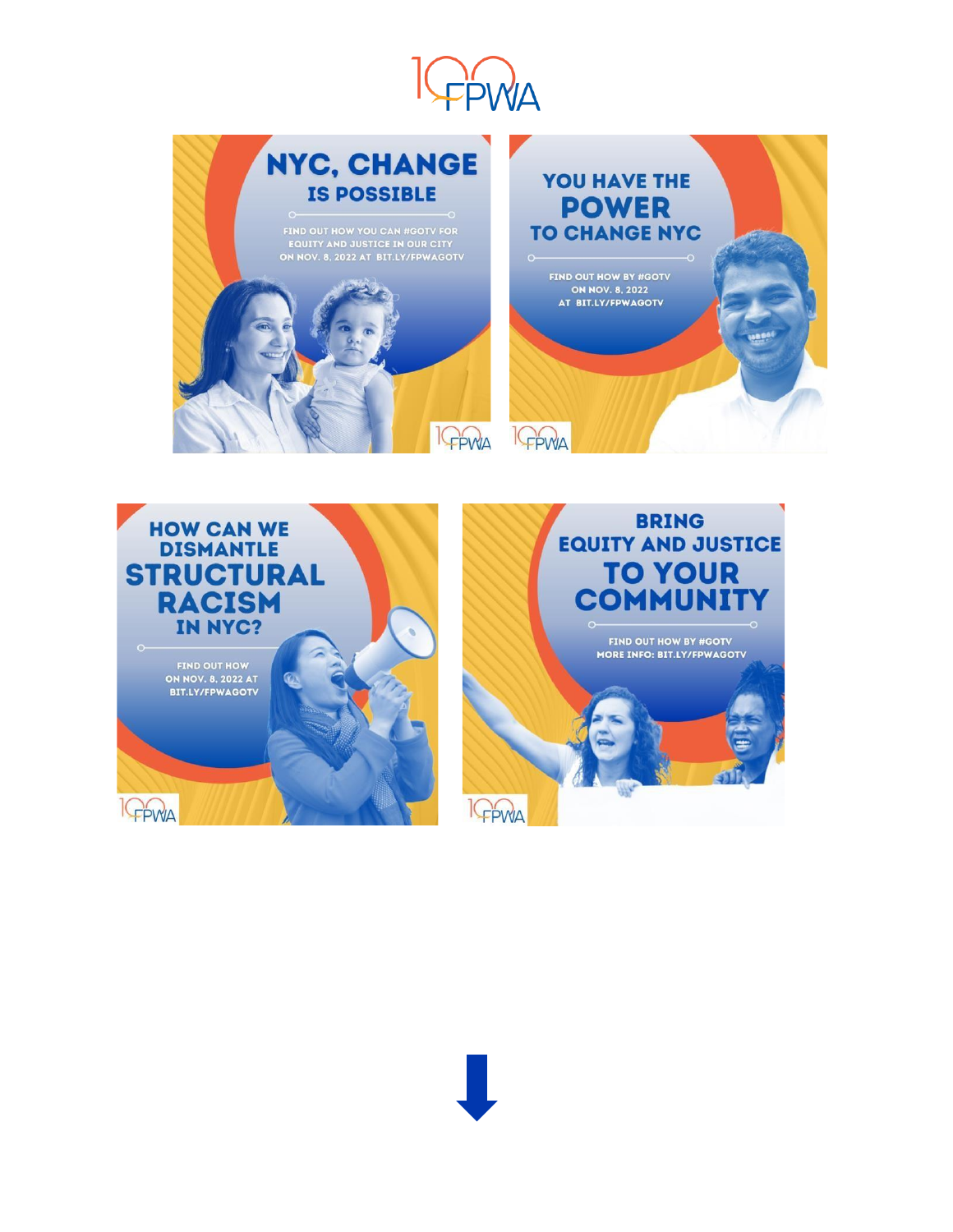FPWA

# NYC, CHANGE IS POSSIBLE

FIND OUT HOW YOU CAN #GOTV FOR EQUITY AND JUSTICE IN OUR CITY ON NOV. 8, 2022 AT BIT.LY/FPWAGOTV

FPWA

# YOU HAVE THE POWER TO CHANGE NYC

FIND OUT HOW BY #GOTV ON NOV. 8, 2022 AT BIT.LY/FPWAGOTV

FPWA

# HOW CAN WE DISMANTLE STRUCTURAL RACISM IN NYC?

FIND OUT HOW ON NOV. 8, 2022 AT BIT.LY/FPWAGOTV

FPWA

# BRING EQUITY AND JUSTICE TO YOUR COMMUNITY

FIND OUT HOW BY #GOTV MORE INFO: BIT.LY/FPWAGOTV

FPWA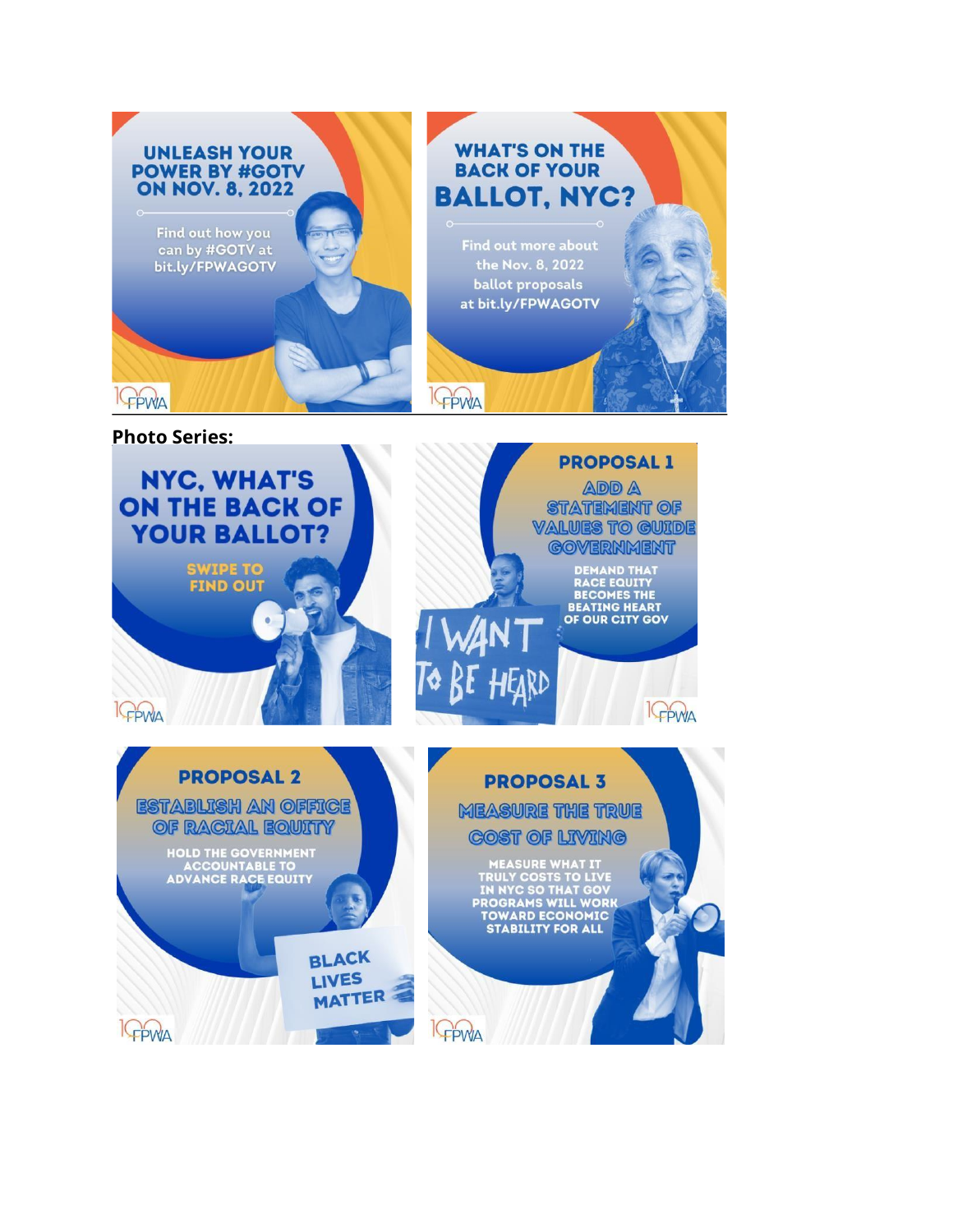UNLEASH YOUR POWER BY #GOTV ON NOV. 8, 2022

Find out how you can by #GOTV at bit.ly/FPWAGOTV

100 FPWA

WHAT'S ON THE BACK OF YOUR BALLOT, NYC?

Find out more about the Nov. 8, 2022 ballot proposals at bit.ly/FPWAGOTV

100 FPWA

**Photo Series:**

NYC, WHAT'S ON THE BACK OF YOUR BALLOT?

SWIPE TO FIND OUT

100 FPWA

PROPOSAL 1

ADD A STATEMENT OF VALUES TO GUIDE GOVERNMENT

DEMAND THAT RACE EQUITY BECOMES THE BEATING HEART OF OUR CITY GOV

I WANT TO BE HEARD

100 FPWA

PROPOSAL 2

ESTABLISH AN OFFICE OF RACIAL EQUITY

HOLD THE GOVERNMENT ACCOUNTABLE TO ADVANCE RACE EQUITY

BLACK LIVES MATTER

100 FPWA

PROPOSAL 3

MEASURE THE TRUE COST OF LIVING

MEASURE WHAT IT TRULY COSTS TO LIVE IN NYC SO THAT GOV PROGRAMS WILL WORK TOWARD ECONOMIC STABILITY FOR ALL

100 FPWA